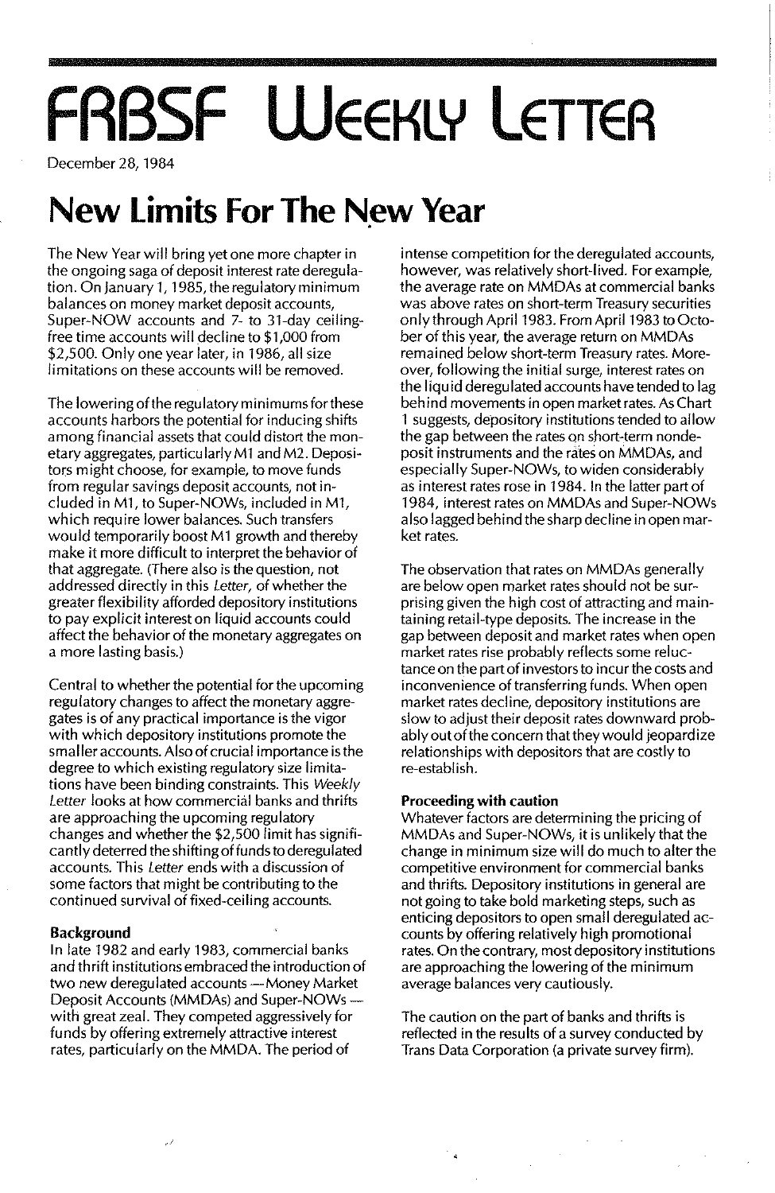# FRBSF Weekly Letter

December 28, 1984

## New Limits For The New Year

The New Year will bring yet one more chapter in the ongoing saga of deposit interest rate deregulation. On January 1, 1985, the regulatory minimum balances on money market deposit accounts, Super-NOW accounts and 7- to 31-day ceiling-free time accounts will decline to $1,000 from $2,500. Only one year later, in 1986, all size limitations on these accounts will be removed.

The lowering of the regulatory minimums for these accounts harbors the potential for inducing shifts among financial assets that could distort the monetary aggregates, particularly M1 and M2. Depositors might choose, for example, to move funds from regular savings deposit accounts, not included in M1, to Super-NOWs, included in M1, which require lower balances. Such transfers would temporarily boost M1 growth and thereby make it more difficult to interpret the behavior of that aggregate. (There also is the question, not addressed directly in this *Letter*, of whether the greater flexibility afforded depository institutions to pay explicit interest on liquid accounts could affect the behavior of the monetary aggregates on a more lasting basis.)

Central to whether the potential for the upcoming regulatory changes to affect the monetary aggregates is of any practical importance is the vigor with which depository institutions promote the smaller accounts. Also of crucial importance is the degree to which existing regulatory size limitations have been binding constraints. This *Weekly Letter* looks at how commercial banks and thrifts are approaching the upcoming regulatory changes and whether the $2,500 limit has significantly deterred the shifting of funds to deregulated accounts. This *Letter* ends with a discussion of some factors that might be contributing to the continued survival of fixed-ceiling accounts.

### Background

In late 1982 and early 1983, commercial banks and thrift institutions embraced the introduction of two new deregulated accounts — Money Market Deposit Accounts (MMDAs) and Super-NOWs — with great zeal. They competed aggressively for funds by offering extremely attractive interest rates, particularly on the MMDA. The period of intense competition for the deregulated accounts, however, was relatively short-lived. For example, the average rate on MMDAs at commercial banks was above rates on short-term Treasury securities only through April 1983. From April 1983 to October of this year, the average return on MMDAs remained below short-term Treasury rates. Moreover, following the initial surge, interest rates on the liquid deregulated accounts have tended to lag behind movements in open market rates. As Chart 1 suggests, depository institutions tended to allow the gap between the rates on short-term nondeposit instruments and the rates on MMDAs, and especially Super-NOWs, to widen considerably as interest rates rose in 1984. In the latter part of 1984, interest rates on MMDAs and Super-NOWs also lagged behind the sharp decline in open market rates.

The observation that rates on MMDAs generally are below open market rates should not be surprising given the high cost of attracting and maintaining retail-type deposits. The increase in the gap between deposit and market rates when open market rates rise probably reflects some reluctance on the part of investors to incur the costs and inconvenience of transferring funds. When open market rates decline, depository institutions are slow to adjust their deposit rates downward probably out of the concern that they would jeopardize relationships with depositors that are costly to re-establish.

### Proceeding with caution

Whatever factors are determining the pricing of MMDAs and Super-NOWs, it is unlikely that the change in minimum size will do much to alter the competitive environment for commercial banks and thrifts. Depository institutions in general are not going to take bold marketing steps, such as enticing depositors to open small deregulated accounts by offering relatively high promotional rates. On the contrary, most depository institutions are approaching the lowering of the minimum average balances very cautiously.

The caution on the part of banks and thrifts is reflected in the results of a survey conducted by Trans Data Corporation (a private survey firm).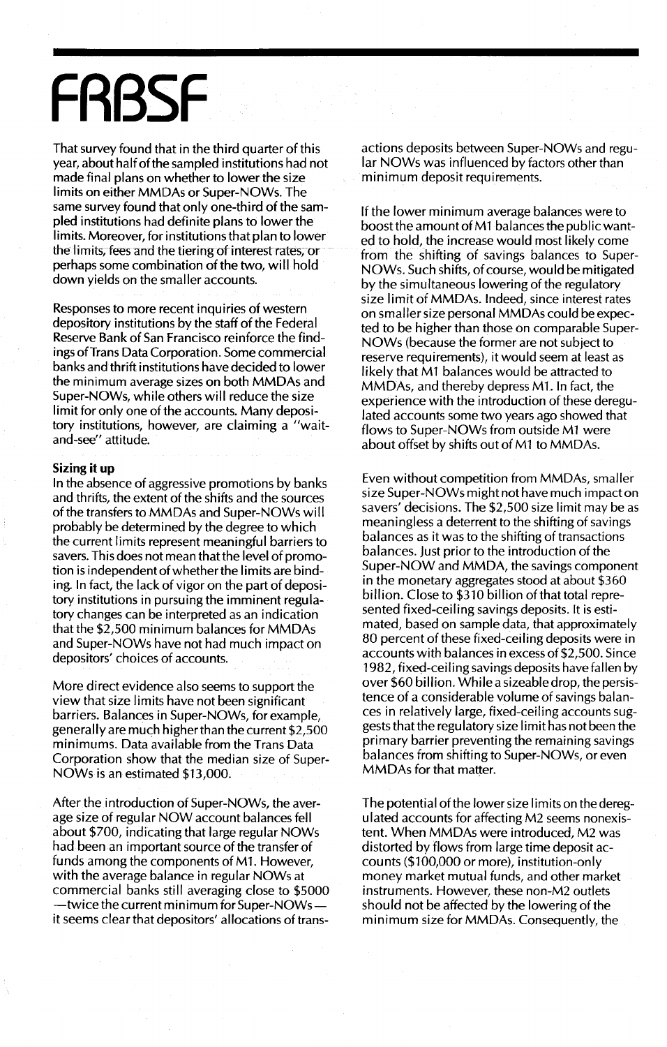That survey found that in the third quarter of this year, about half of the sampled institutions had not made final plans on whether to lower the size limits on either MMDAs or Super-NOWs. The same survey found that only one-third of the sampled institutions had definite plans to lower the limits. Moreover, for institutions that plan to lower the limits, fees and the tiering of interest rates, or perhaps some combination of the two, will hold down yields on the smaller accounts.

Responses to more recent inquiries of western depository institutions by the staff of the Federal Reserve Bank of San Francisco reinforce the findings of Trans Data Corporation. Some commercial banks and thrift institutions have decided to lower the minimum average sizes on both MMDAs and Super-NOWs, while others will reduce the size limit for only one of the accounts. Many depository institutions, however, are claiming a "wait-and-see" attitude.

**Sizing it up**

In the absence of aggressive promotions by banks and thrifts, the extent of the shifts and the sources of the transfers to MMDAs and Super-NOWs will probably be determined by the degree to which the current limits represent meaningful barriers to savers. This does not mean that the level of promotion is independent of whether the limits are binding. In fact, the lack of vigor on the part of depository institutions in pursuing the imminent regulatory changes can be interpreted as an indication that the $2,500 minimum balances for MMDAs and Super-NOWs have not had much impact on depositors' choices of accounts.

More direct evidence also seems to support the view that size limits have not been significant barriers. Balances in Super-NOWs, for example, generally are much higher than the current $2,500 minimums. Data available from the Trans Data Corporation show that the median size of Super-NOWs is an estimated $13,000.

After the introduction of Super-NOWs, the average size of regular NOW account balances fell about $700, indicating that large regular NOWs had been an important source of the transfer of funds among the components of M1. However, with the average balance in regular NOWs at commercial banks still averaging close to $5000 —twice the current minimum for Super-NOWs— it seems clear that depositors' allocations of transactions deposits between Super-NOWs and regular NOWs was influenced by factors other than minimum deposit requirements.

If the lower minimum average balances were to boost the amount of M1 balances the public wanted to hold, the increase would most likely come from the shifting of savings balances to Super-NOWs. Such shifts, of course, would be mitigated by the simultaneous lowering of the regulatory size limit of MMDAs. Indeed, since interest rates on smaller size personal MMDAs could be expected to be higher than those on comparable Super-NOWs (because the former are not subject to reserve requirements), it would seem at least as likely that M1 balances would be attracted to MMDAs, and thereby depress M1. In fact, the experience with the introduction of these deregulated accounts some two years ago showed that flows to Super-NOWs from outside M1 were about offset by shifts out of M1 to MMDAs.

Even without competition from MMDAs, smaller size Super-NOWs might not have much impact on savers' decisions. The $2,500 size limit may be as meaningless a deterrent to the shifting of savings balances as it was to the shifting of transactions balances. Just prior to the introduction of the Super-NOW and MMDA, the savings component in the monetary aggregates stood at about $360 billion. Close to $310 billion of that total represented fixed-ceiling savings deposits. It is estimated, based on sample data, that approximately 80 percent of these fixed-ceiling deposits were in accounts with balances in excess of $2,500. Since 1982, fixed-ceiling savings deposits have fallen by over $60 billion. While a sizeable drop, the persistence of a considerable volume of savings balances in relatively large, fixed-ceiling accounts suggests that the regulatory size limit has not been the primary barrier preventing the remaining savings balances from shifting to Super-NOWs, or even MMDAs for that matter.

The potential of the lower size limits on the deregulated accounts for affecting M2 seems nonexistent. When MMDAs were introduced, M2 was distorted by flows from large time deposit accounts ($100,000 or more), institution-only money market mutual funds, and other market instruments. However, these non-M2 outlets should not be affected by the lowering of the minimum size for MMDAs. Consequently, the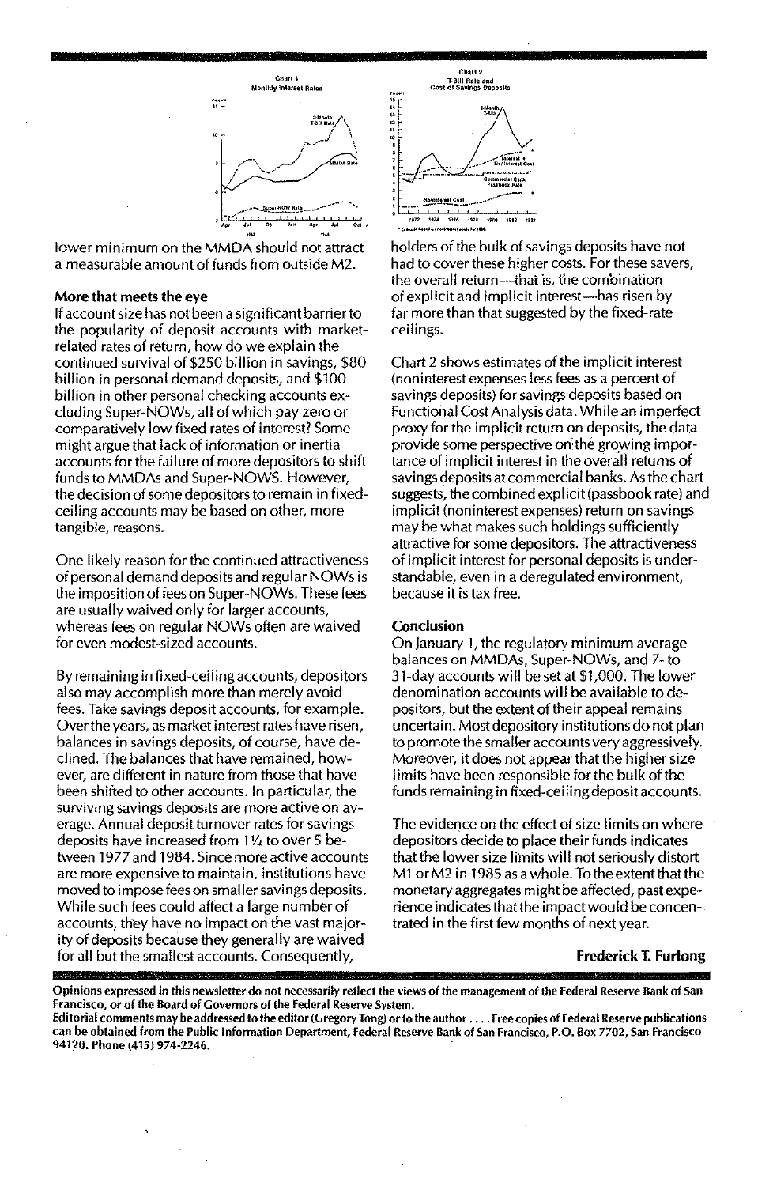Chart 1
Monthly Interest Rates

Chart 2
T-Bill Rate and Cost of Savings Deposits

lower minimum on the MMDA should not attract a measurable amount of funds from outside M2.

**More that meets the eye**

If account size has not been a significant barrier to the popularity of deposit accounts with market-related rates of return, how do we explain the continued survival of $250 billion in savings, $80 billion in personal demand deposits, and $100 billion in other personal checking accounts excluding Super-NOWs, all of which pay zero or comparatively low fixed rates of interest? Some might argue that lack of information or inertia accounts for the failure of more depositors to shift funds to MMDAs and Super-NOWS. However, the decision of some depositors to remain in fixed-ceiling accounts may be based on other, more tangible, reasons.

One likely reason for the continued attractiveness of personal demand deposits and regular NOWs is the imposition of fees on Super-NOWs. These fees are usually waived only for larger accounts, whereas fees on regular NOWs often are waived for even modest-sized accounts.

By remaining in fixed-ceiling accounts, depositors also may accomplish more than merely avoid fees. Take savings deposit accounts, for example. Over the years, as market interest rates have risen, balances in savings deposits, of course, have declined. The balances that have remained, however, are different in nature from those that have been shifted to other accounts. In particular, the surviving savings deposits are more active on average. Annual deposit turnover rates for savings deposits have increased from 1½ to over 5 between 1977 and 1984. Since more active accounts are more expensive to maintain, institutions have moved to impose fees on smaller savings deposits. While such fees could affect a large number of accounts, they have no impact on the vast majority of deposits because they generally are waived for all but the smallest accounts. Consequently, holders of the bulk of savings deposits have not had to cover these higher costs. For these savers, the overall return—that is, the combination of explicit and implicit interest—has risen by far more than that suggested by the fixed-rate ceilings.

Chart 2 shows estimates of the implicit interest (noninterest expenses less fees as a percent of savings deposits) for savings deposits based on Functional Cost Analysis data. While an imperfect proxy for the implicit return on deposits, the data provide some perspective on the growing importance of implicit interest in the overall returns of savings deposits at commercial banks. As the chart suggests, the combined explicit (passbook rate) and implicit (noninterest expenses) return on savings may be what makes such holdings sufficiently attractive for some depositors. The attractiveness of implicit interest for personal deposits is understandable, even in a deregulated environment, because it is tax free.

**Conclusion**

On January 1, the regulatory minimum average balances on MMDAs, Super-NOWs, and 7- to 31-day accounts will be set at $1,000. The lower denomination accounts will be available to depositors, but the extent of their appeal remains uncertain. Most depository institutions do not plan to promote the smaller accounts very aggressively. Moreover, it does not appear that the higher size limits have been responsible for the bulk of the funds remaining in fixed-ceiling deposit accounts.

The evidence on the effect of size limits on where depositors decide to place their funds indicates that the lower size limits will not seriously distort M1 or M2 in 1985 as a whole. To the extent that the monetary aggregates might be affected, past experience indicates that the impact would be concentrated in the first few months of next year.

**Frederick T. Furlong**

**Opinions expressed in this newsletter do not necessarily reflect the views of the management of the Federal Reserve Bank of San Francisco, or of the Board of Governors of the Federal Reserve System.**
**Editorial comments may be addressed to the editor (Gregory Tong) or to the author . . . . Free copies of Federal Reserve publications can be obtained from the Public Information Department, Federal Reserve Bank of San Francisco, P.O. Box 7702, San Francisco 94120. Phone (415) 974-2246.**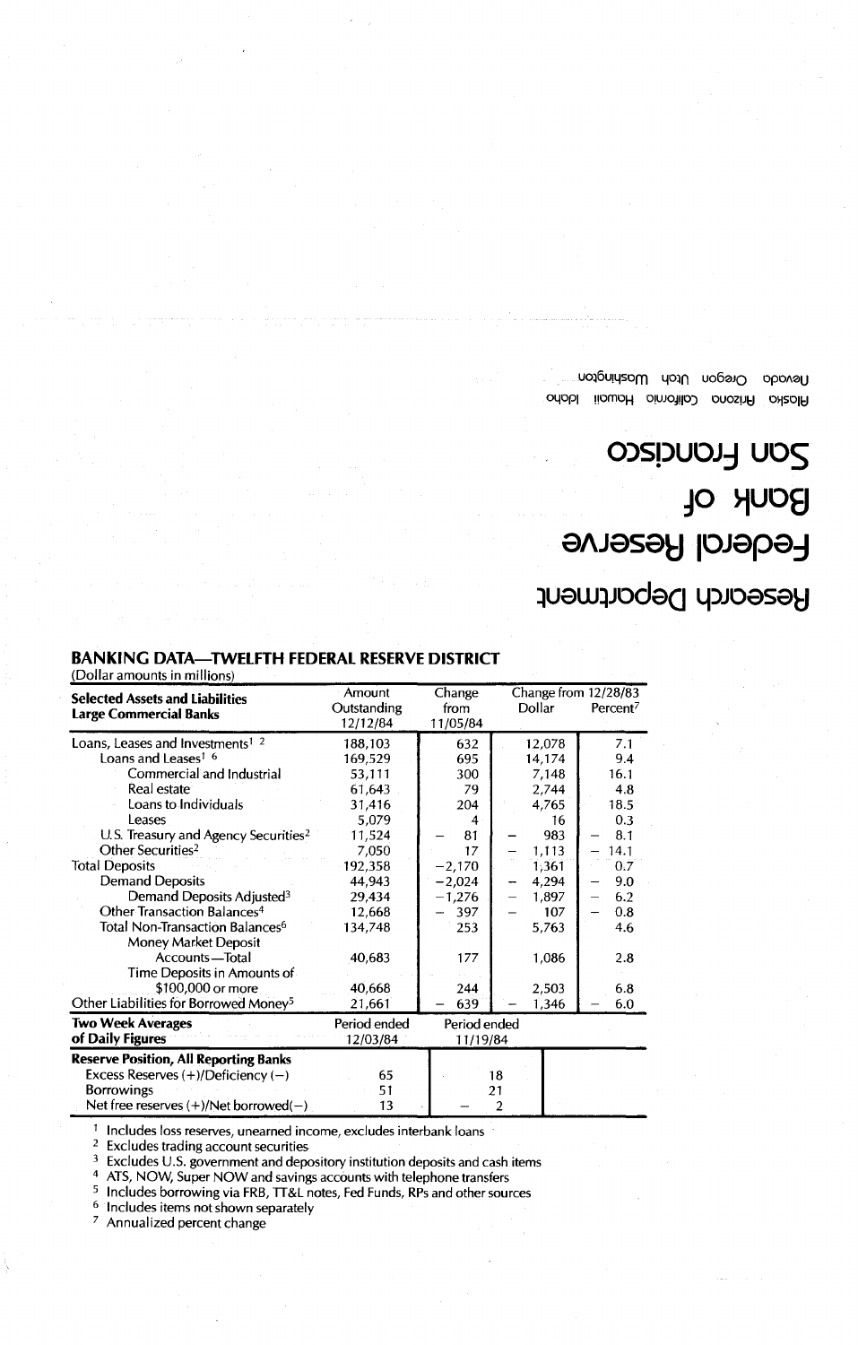Research Department

Federal Reserve

Bank of

San Francisco

Alaska Arizona California Hawaii Idaho

Nevada Oregon Utah Washington

## BANKING DATA—TWELFTH FEDERAL RESERVE DISTRICT

(Dollar amounts in millions)

| Selected Assets and Liabilities Large Commercial Banks | Amount Outstanding 12/12/84 | Change from 11/05/84 | Change from 12/28/83 | |
|---|---|---|---|---|
| | | | Dollar | Percent[7] |
| Loans, Leases and Investments[1] [2] | 188,103 | 632 | 12,078 | 7.1 |
| Loans and Leases[1] [6] | 169,529 | 695 | 14,174 | 9.4 |
| Commercial and Industrial | 53,111 | 300 | 7,148 | 16.1 |
| Real estate | 61,643 | 79 | 2,744 | 4.8 |
| Loans to Individuals | 31,416 | 204 | 4,765 | 18.5 |
| Leases | 5,079 | 4 | 16 | 0.3 |
| U.S. Treasury and Agency Securities[2] | 11,524 | − 81 | − 983 | − 8.1 |
| Other Securities[2] | 7,050 | 17 | − 1,113 | − 14.1 |
| Total Deposits | 192,358 | −2,170 | 1,361 | 0.7 |
| Demand Deposits | 44,943 | −2,024 | − 4,294 | − 9.0 |
| Demand Deposits Adjusted[3] | 29,434 | −1,276 | − 1,897 | − 6.2 |
| Other Transaction Balances[4] | 12,668 | − 397 | − 107 | − 0.8 |
| Total Non-Transaction Balances[6] | 134,748 | 253 | 5,763 | 4.6 |
| Money Market Deposit Accounts—Total | 40,683 | 177 | 1,086 | 2.8 |
| Time Deposits in Amounts of $100,000 or more | 40,668 | 244 | 2,503 | 6.8 |
| Other Liabilities for Borrowed Money[5] | 21,661 | − 639 | − 1,346 | − 6.0 |

| Two Week Averages of Daily Figures | Period ended 12/03/84 | Period ended 11/19/84 |
|---|---|---|
| **Reserve Position, All Reporting Banks** | | |
| Excess Reserves (+)/Deficiency (−) | 65 | 18 |
| Borrowings | 51 | 21 |
| Net free reserves (+)/Net borrowed(−) | 13 | − 2 |

[1] Includes loss reserves, unearned income, excludes interbank loans
[2] Excludes trading account securities
[3] Excludes U.S. government and depository institution deposits and cash items
[4] ATS, NOW, Super NOW and savings accounts with telephone transfers
[5] Includes borrowing via FRB, TT&L notes, Fed Funds, RPs and other sources
[6] Includes items not shown separately
[7] Annualized percent change